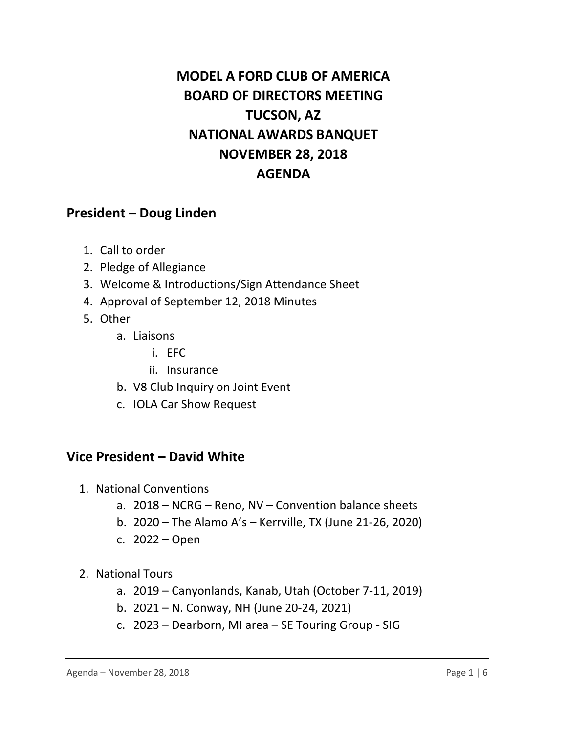# MODEL A FORD CLUB OF AMERICA
# BOARD OF DIRECTORS MEETING
# TUCSON, AZ
# NATIONAL AWARDS BANQUET
# NOVEMBER 28, 2018
# AGENDA

## President – Doug Linden

1. Call to order
2. Pledge of Allegiance
3. Welcome & Introductions/Sign Attendance Sheet
4. Approval of September 12, 2018 Minutes
5. Other
    a. Liaisons
        i. EFC
        ii. Insurance
    b. V8 Club Inquiry on Joint Event
    c. IOLA Car Show Request

## Vice President – David White

1. National Conventions
    a. 2018 – NCRG – Reno, NV – Convention balance sheets
    b. 2020 – The Alamo A's – Kerrville, TX (June 21-26, 2020)
    c. 2022 – Open
2. National Tours
    a. 2019 – Canyonlands, Kanab, Utah (October 7-11, 2019)
    b. 2021 – N. Conway, NH (June 20-24, 2021)
    c. 2023 – Dearborn, MI area – SE Touring Group - SIG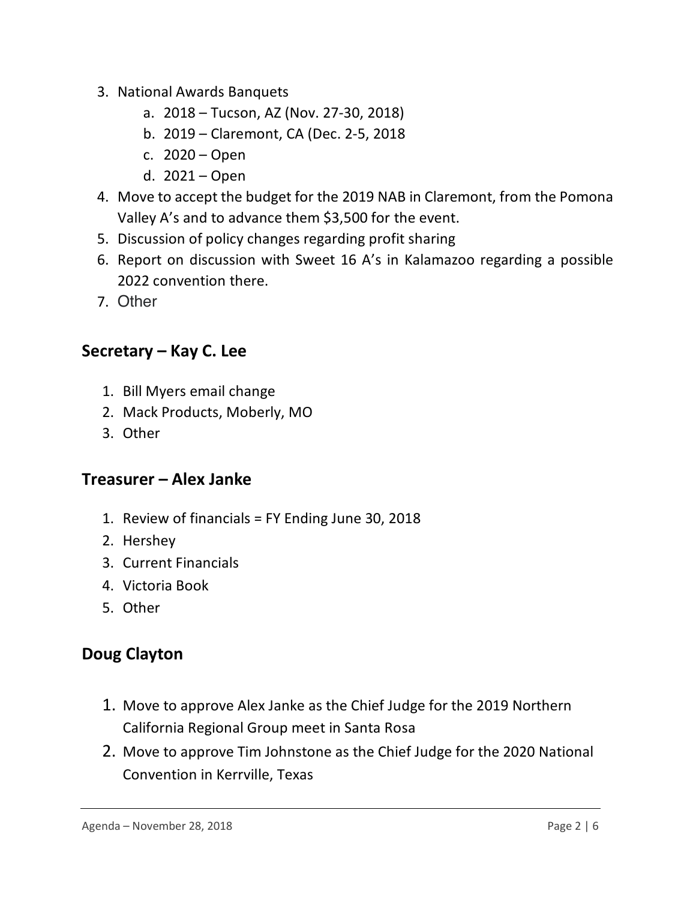3. National Awards Banquets
    a. 2018 – Tucson, AZ (Nov. 27-30, 2018)
    b. 2019 – Claremont, CA (Dec. 2-5, 2018
    c. 2020 – Open
    d. 2021 – Open
4. Move to accept the budget for the 2019 NAB in Claremont, from the Pomona Valley A's and to advance them $3,500 for the event.
5. Discussion of policy changes regarding profit sharing
6. Report on discussion with Sweet 16 A's in Kalamazoo regarding a possible 2022 convention there.
7. Other

## Secretary – Kay C. Lee

1. Bill Myers email change
2. Mack Products, Moberly, MO
3. Other

## Treasurer – Alex Janke

1. Review of financials = FY Ending June 30, 2018
2. Hershey
3. Current Financials
4. Victoria Book
5. Other

## Doug Clayton

1. Move to approve Alex Janke as the Chief Judge for the 2019 Northern California Regional Group meet in Santa Rosa
2. Move to approve Tim Johnstone as the Chief Judge for the 2020 National Convention in Kerrville, Texas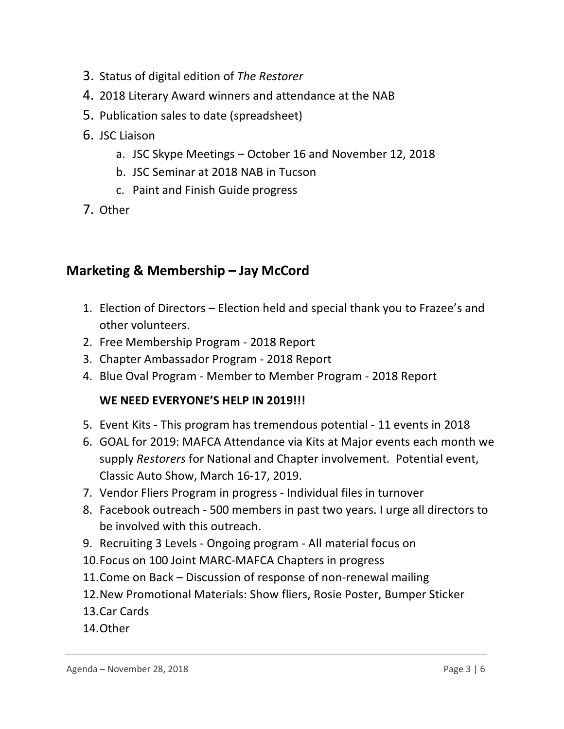3. Status of digital edition of *The Restorer*
4. 2018 Literary Award winners and attendance at the NAB
5. Publication sales to date (spreadsheet)
6. JSC Liaison
    a. JSC Skype Meetings – October 16 and November 12, 2018
    b. JSC Seminar at 2018 NAB in Tucson
    c. Paint and Finish Guide progress
7. Other

## Marketing & Membership – Jay McCord

1. Election of Directors – Election held and special thank you to Frazee's and other volunteers.
2. Free Membership Program - 2018 Report
3. Chapter Ambassador Program - 2018 Report
4. Blue Oval Program - Member to Member Program - 2018 Report

    **WE NEED EVERYONE'S HELP IN 2019!!!**

5. Event Kits - This program has tremendous potential - 11 events in 2018
6. GOAL for 2019: MAFCA Attendance via Kits at Major events each month we supply *Restorers* for National and Chapter involvement. Potential event, Classic Auto Show, March 16-17, 2019.
7. Vendor Fliers Program in progress - Individual files in turnover
8. Facebook outreach - 500 members in past two years. I urge all directors to be involved with this outreach.
9. Recruiting 3 Levels - Ongoing program - All material focus on
10. Focus on 100 Joint MARC-MAFCA Chapters in progress
11. Come on Back – Discussion of response of non-renewal mailing
12. New Promotional Materials: Show fliers, Rosie Poster, Bumper Sticker
13. Car Cards
14. Other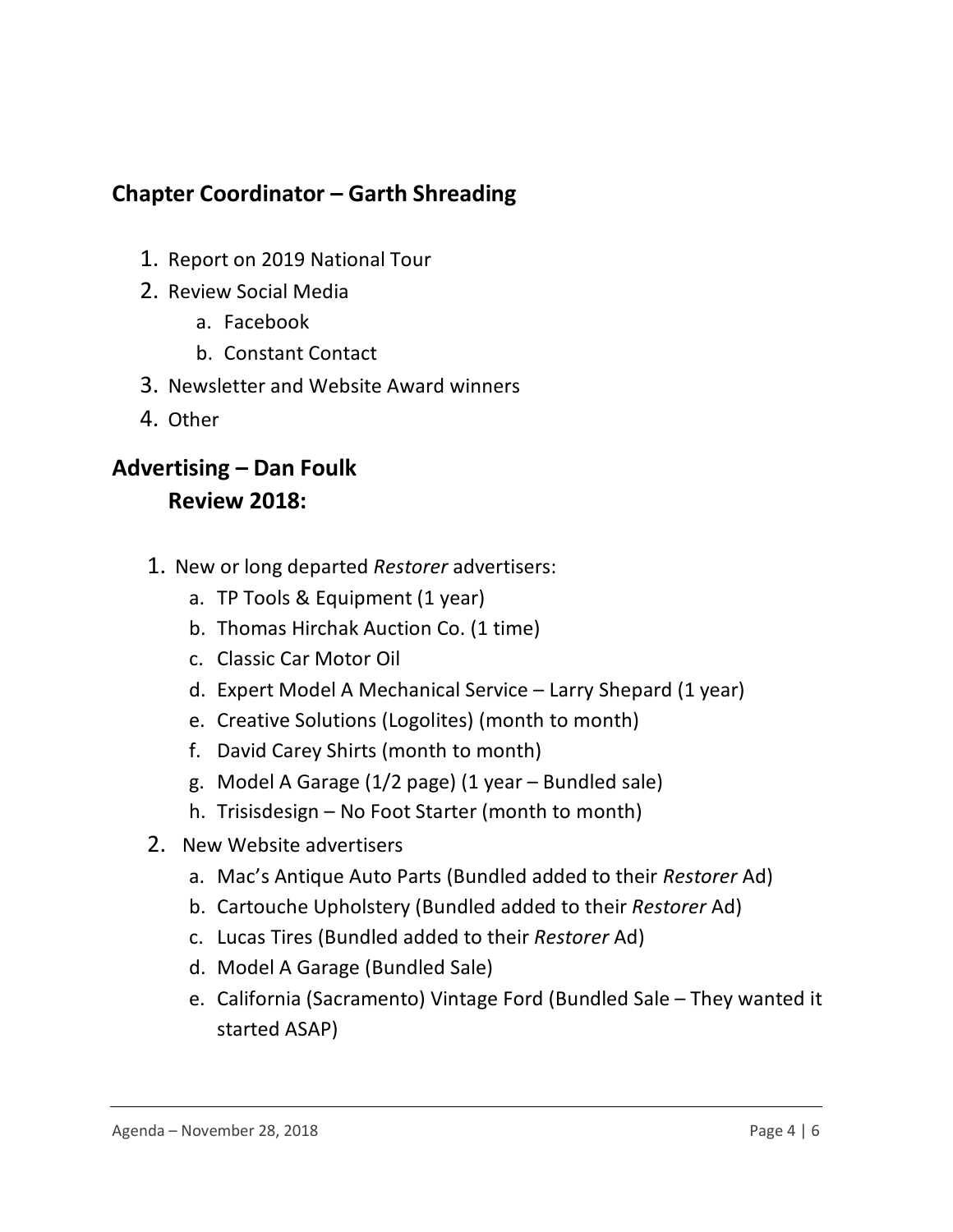## Chapter Coordinator – Garth Shreading

1. Report on 2019 National Tour
2. Review Social Media
   a. Facebook
   b. Constant Contact
3. Newsletter and Website Award winners
4. Other

## Advertising – Dan Foulk

### Review 2018:

1. New or long departed *Restorer* advertisers:
   a. TP Tools & Equipment (1 year)
   b. Thomas Hirchak Auction Co. (1 time)
   c. Classic Car Motor Oil
   d. Expert Model A Mechanical Service – Larry Shepard (1 year)
   e. Creative Solutions (Logolites) (month to month)
   f. David Carey Shirts (month to month)
   g. Model A Garage (1/2 page) (1 year – Bundled sale)
   h. Trisisdesign – No Foot Starter (month to month)
2. New Website advertisers
   a. Mac's Antique Auto Parts (Bundled added to their *Restorer* Ad)
   b. Cartouche Upholstery (Bundled added to their *Restorer* Ad)
   c. Lucas Tires (Bundled added to their *Restorer* Ad)
   d. Model A Garage (Bundled Sale)
   e. California (Sacramento) Vintage Ford (Bundled Sale – They wanted it started ASAP)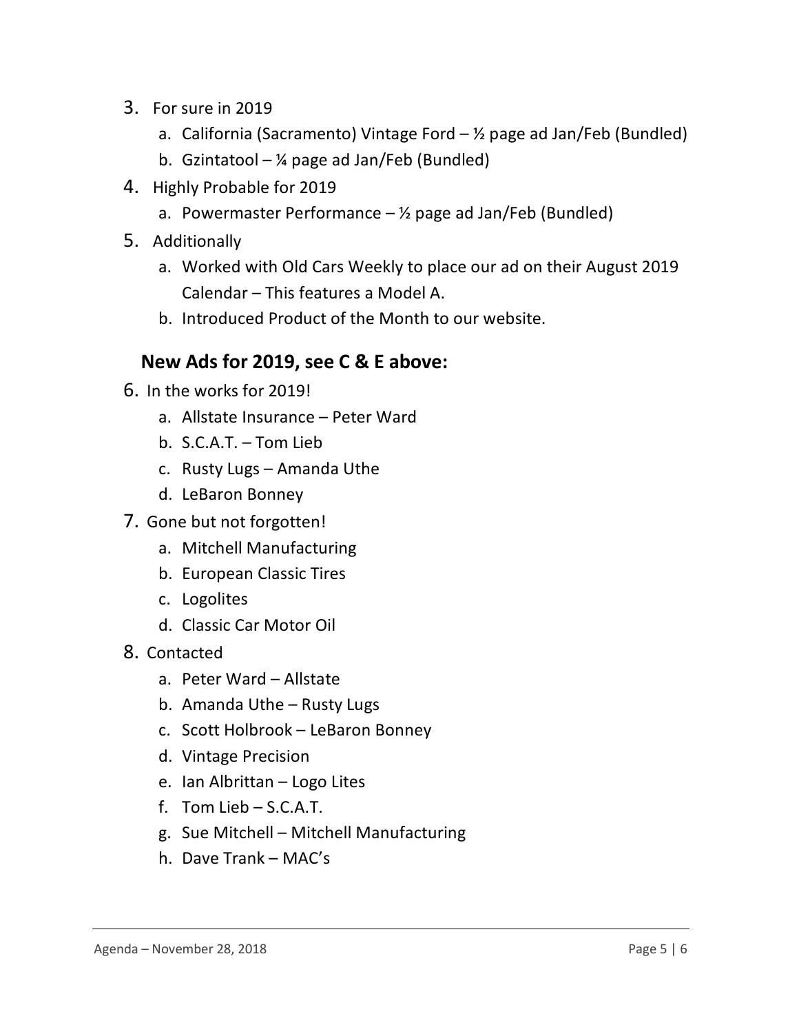3. For sure in 2019
   a. California (Sacramento) Vintage Ford – ½ page ad Jan/Feb (Bundled)
   b. Gzintatool – ¼ page ad Jan/Feb (Bundled)
4. Highly Probable for 2019
   a. Powermaster Performance – ½ page ad Jan/Feb (Bundled)
5. Additionally
   a. Worked with Old Cars Weekly to place our ad on their August 2019 Calendar – This features a Model A.
   b. Introduced Product of the Month to our website.

**New Ads for 2019, see C & E above:**

6. In the works for 2019!
   a. Allstate Insurance – Peter Ward
   b. S.C.A.T. – Tom Lieb
   c. Rusty Lugs – Amanda Uthe
   d. LeBaron Bonney
7. Gone but not forgotten!
   a. Mitchell Manufacturing
   b. European Classic Tires
   c. Logolites
   d. Classic Car Motor Oil
8. Contacted
   a. Peter Ward – Allstate
   b. Amanda Uthe – Rusty Lugs
   c. Scott Holbrook – LeBaron Bonney
   d. Vintage Precision
   e. Ian Albrittan – Logo Lites
   f. Tom Lieb – S.C.A.T.
   g. Sue Mitchell – Mitchell Manufacturing
   h. Dave Trank – MAC's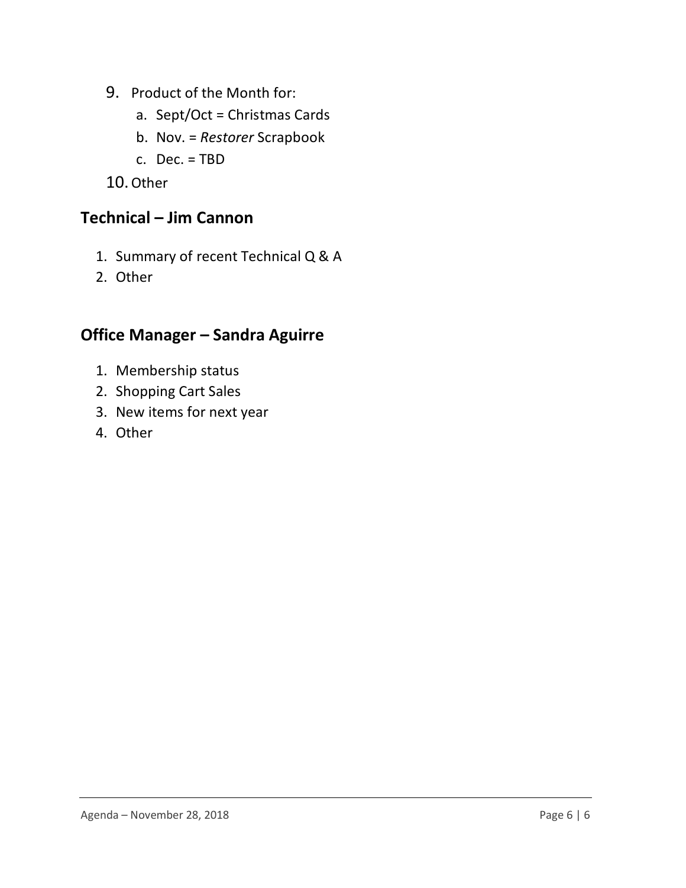9. Product of the Month for:
    a. Sept/Oct = Christmas Cards
    b. Nov. = *Restorer* Scrapbook
    c. Dec. = TBD
10. Other

## Technical – Jim Cannon

1. Summary of recent Technical Q & A
2. Other

## Office Manager – Sandra Aguirre

1. Membership status
2. Shopping Cart Sales
3. New items for next year
4. Other